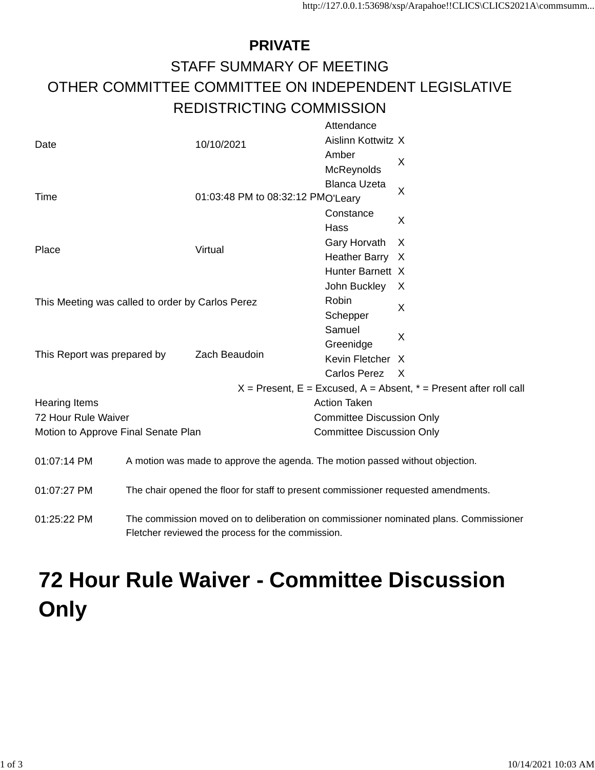**PRIVATE**

STAFF SUMMARY OF MEETING

OTHER COMMITTEE COMMITTEE ON INDEPENDENT LEGISLATIVE REDISTRICTING COMMISSION

| | | Attendance | |
|---|---|---|---|
| Date | 10/10/2021 | Aislinn Kottwitz | X |
| | | Amber McReynolds | X |
| Time | 01:03:48 PM to 08:32:12 PM | Blanca Uzeta O'Leary | X |
| | | Constance Hass | X |
| Place | Virtual | Gary Horvath | X |
| | | Heather Barry | X |
| | | Hunter Barnett | X |
| This Meeting was called to order by Carlos Perez | | John Buckley | X |
| | | Robin Schepper | X |
| | | Samuel Greenidge | X |
| This Report was prepared by | Zach Beaudoin | Kevin Fletcher | X |
| | | Carlos Perez | X |

X = Present, E = Excused, A = Absent, * = Present after roll call

| Hearing Items | Action Taken |
|---|---|
| 72 Hour Rule Waiver | Committee Discussion Only |
| Motion to Approve Final Senate Plan | Committee Discussion Only |

01:07:14 PM — A motion was made to approve the agenda. The motion passed without objection.

01:07:27 PM — The chair opened the floor for staff to present commissioner requested amendments.

01:25:22 PM — The commission moved on to deliberation on commissioner nominated plans. Commissioner Fletcher reviewed the process for the commission.

# 72 Hour Rule Waiver - Committee Discussion Only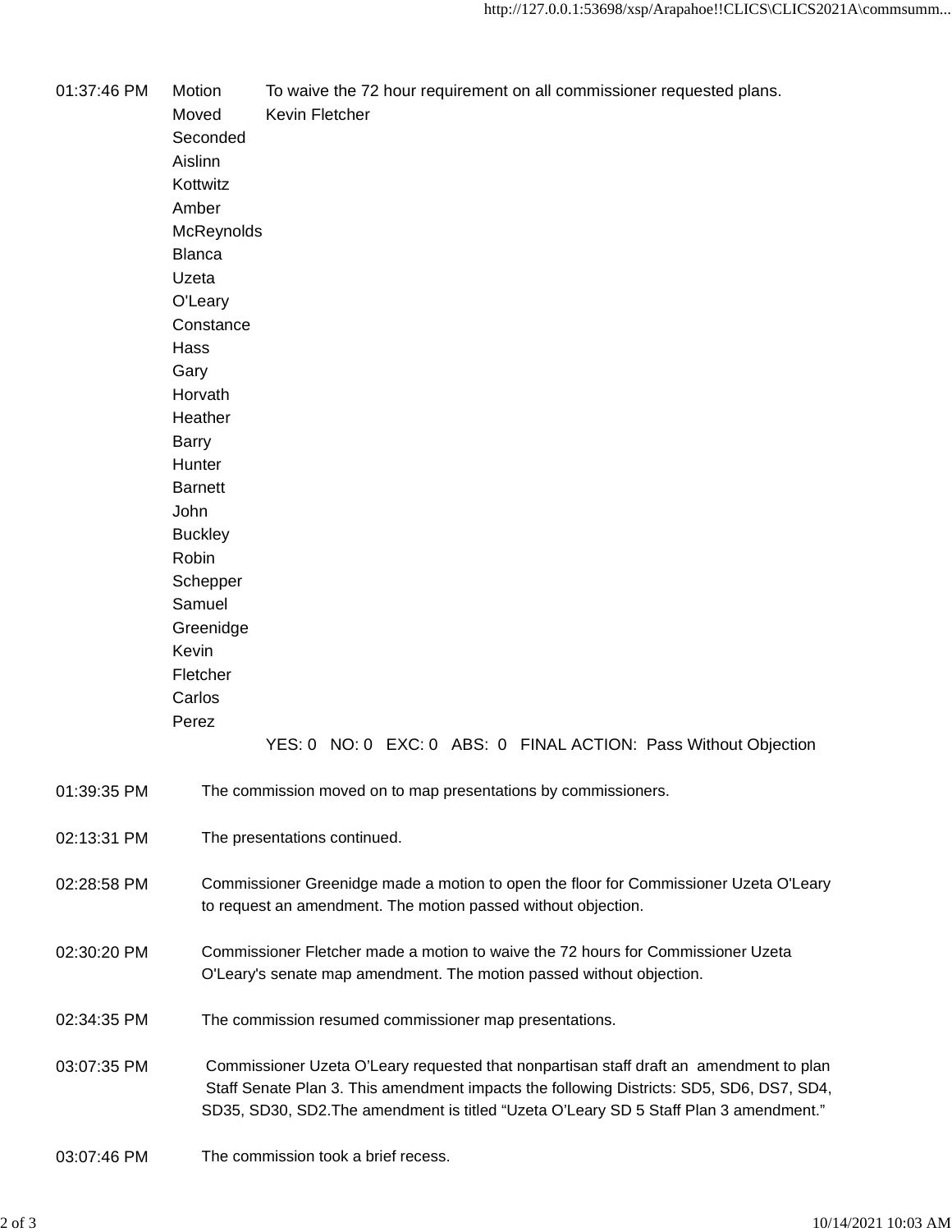| | | |
|---|---|---|
| 01:37:46 PM | Motion | To waive the 72 hour requirement on all commissioner requested plans. |
| | Moved | Kevin Fletcher |
| | Seconded | |
| | Aislinn Kottwitz | |
| | Amber McReynolds | |
| | Blanca Uzeta O'Leary | |
| | Constance Hass | |
| | Gary Horvath | |
| | Heather Barry | |
| | Hunter Barnett | |
| | John Buckley | |
| | Robin Schepper | |
| | Samuel Greenidge | |
| | Kevin Fletcher | |
| | Carlos Perez | |
| | | YES: 0 NO: 0 EXC: 0 ABS: 0 FINAL ACTION: Pass Without Objection |

| | |
|---|---|
| 01:39:35 PM | The commission moved on to map presentations by commissioners. |
| 02:13:31 PM | The presentations continued. |
| 02:28:58 PM | Commissioner Greenidge made a motion to open the floor for Commissioner Uzeta O'Leary to request an amendment. The motion passed without objection. |
| 02:30:20 PM | Commissioner Fletcher made a motion to waive the 72 hours for Commissioner Uzeta O'Leary's senate map amendment. The motion passed without objection. |
| 02:34:35 PM | The commission resumed commissioner map presentations. |
| 03:07:35 PM | Commissioner Uzeta O'Leary requested that nonpartisan staff draft an amendment to plan Staff Senate Plan 3. This amendment impacts the following Districts: SD5, SD6, DS7, SD4, SD35, SD30, SD2.The amendment is titled "Uzeta O'Leary SD 5 Staff Plan 3 amendment." |
| 03:07:46 PM | The commission took a brief recess. |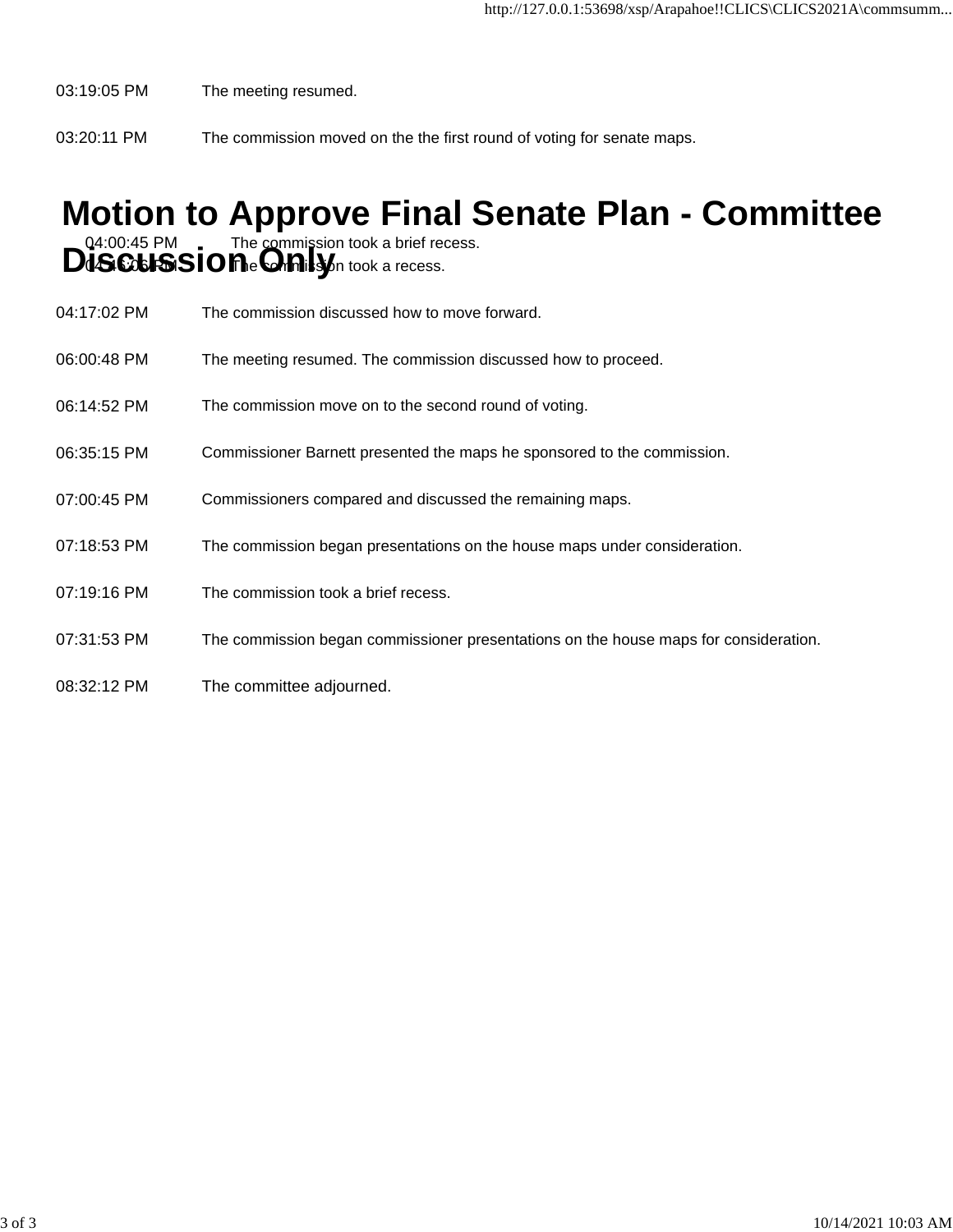03:19:05 PM The meeting resumed.

03:20:11 PM The commission moved on the the first round of voting for senate maps.

# Motion to Approve Final Senate Plan - Committee Discussion Only

04:00:45 PM The commission took a brief recess.

04:16:06 PM The commission took a recess.

04:17:02 PM The commission discussed how to move forward.

06:00:48 PM The meeting resumed. The commission discussed how to proceed.

06:14:52 PM The commission move on to the second round of voting.

06:35:15 PM Commissioner Barnett presented the maps he sponsored to the commission.

07:00:45 PM Commissioners compared and discussed the remaining maps.

07:18:53 PM The commission began presentations on the house maps under consideration.

07:19:16 PM The commission took a brief recess.

07:31:53 PM The commission began commissioner presentations on the house maps for consideration.

08:32:12 PM The committee adjourned.